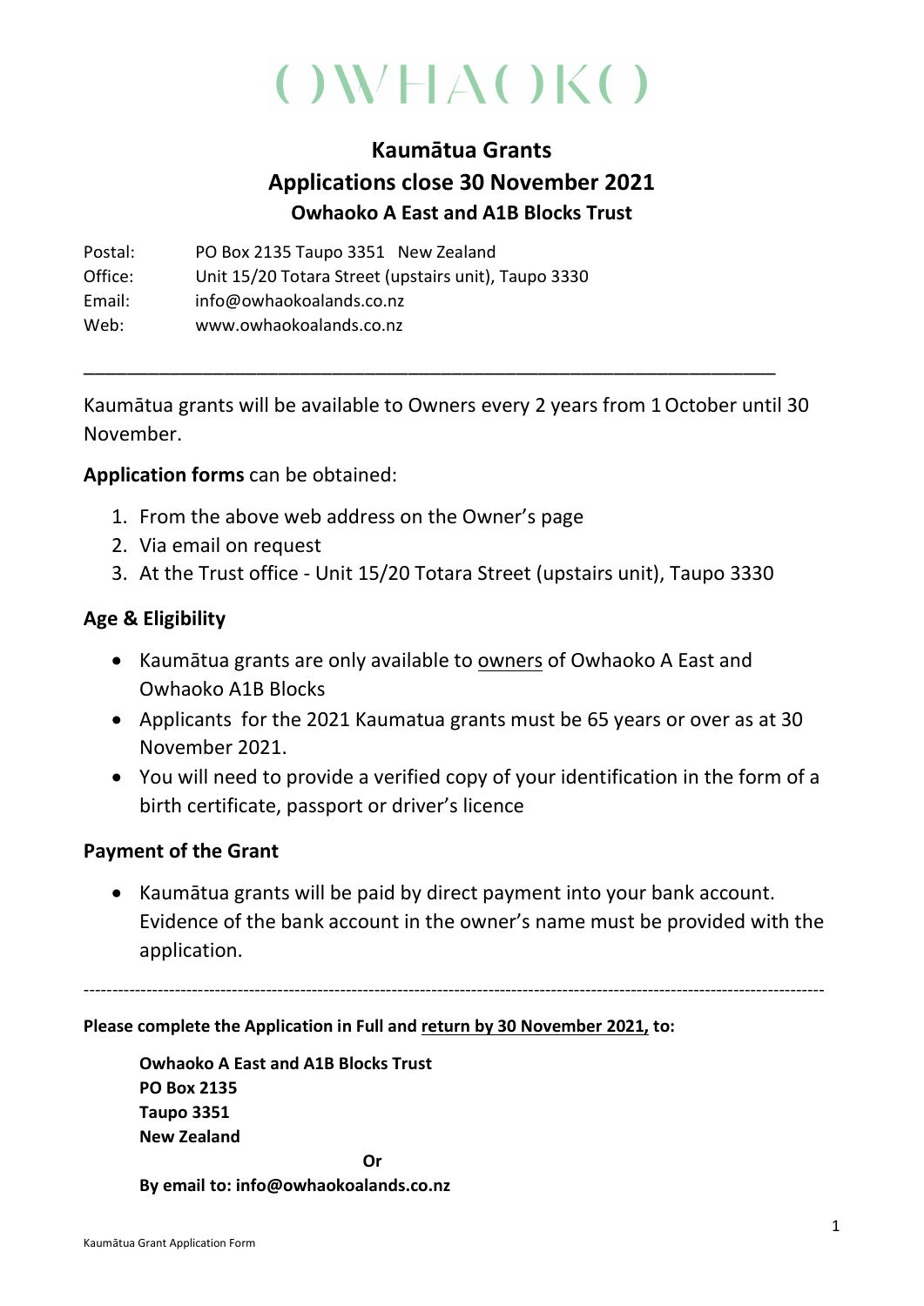# OWHAOKO

## Kaumātua Grants

## Applications close 30 November 2021

### Owhaoko A East and A1B Blocks Trust

Postal: PO Box 2135 Taupo 3351 New Zealand
Office: Unit 15/20 Totara Street (upstairs unit), Taupo 3330
Email: info@owhaokoalands.co.nz
Web: www.owhaokoalands.co.nz

---

Kaumātua grants will be available to Owners every 2 years from 1 October until 30 November.

**Application forms** can be obtained:

1. From the above web address on the Owner's page
2. Via email on request
3. At the Trust office - Unit 15/20 Totara Street (upstairs unit), Taupo 3330

### Age & Eligibility

- Kaumātua grants are only available to <u>owners</u> of Owhaoko A East and Owhaoko A1B Blocks
- Applicants for the 2021 Kaumatua grants must be 65 years or over as at 30 November 2021.
- You will need to provide a verified copy of your identification in the form of a birth certificate, passport or driver's licence

### Payment of the Grant

- Kaumātua grants will be paid by direct payment into your bank account. Evidence of the bank account in the owner's name must be provided with the application.

---

**Please complete the Application in Full and <u>return by 30 November 2021,</u> to:**

**Owhaoko A East and A1B Blocks Trust**
**PO Box 2135**
**Taupo 3351**
**New Zealand**

**Or**

**By email to: info@owhaokoalands.co.nz**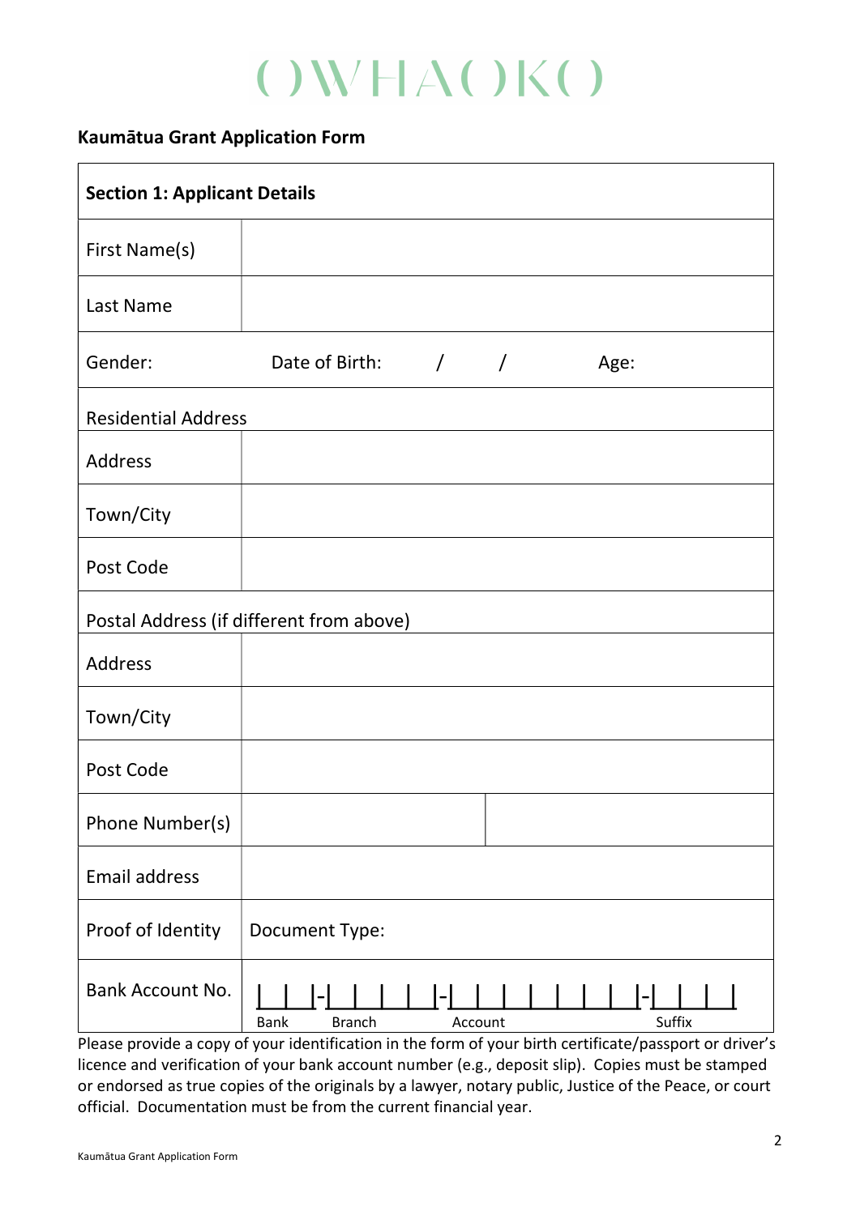# OWHAOKO

## Kaumātua Grant Application Form

| Section 1: Applicant Details | | |
|---|---|---|
| First Name(s) | | |
| Last Name | | |
| Gender: | Date of Birth: / / | Age: |
| Residential Address | | |
| Address | | |
| Town/City | | |
| Post Code | | |
| Postal Address (if different from above) | | |
| Address | | |
| Town/City | | |
| Post Code | | |
| Phone Number(s) | | |
| Email address | | |
| Proof of Identity | Document Type: | |
| Bank Account No. | Bank - Branch - Account - Suffix | |

Please provide a copy of your identification in the form of your birth certificate/passport or driver's licence and verification of your bank account number (e.g., deposit slip). Copies must be stamped or endorsed as true copies of the originals by a lawyer, notary public, Justice of the Peace, or court official. Documentation must be from the current financial year.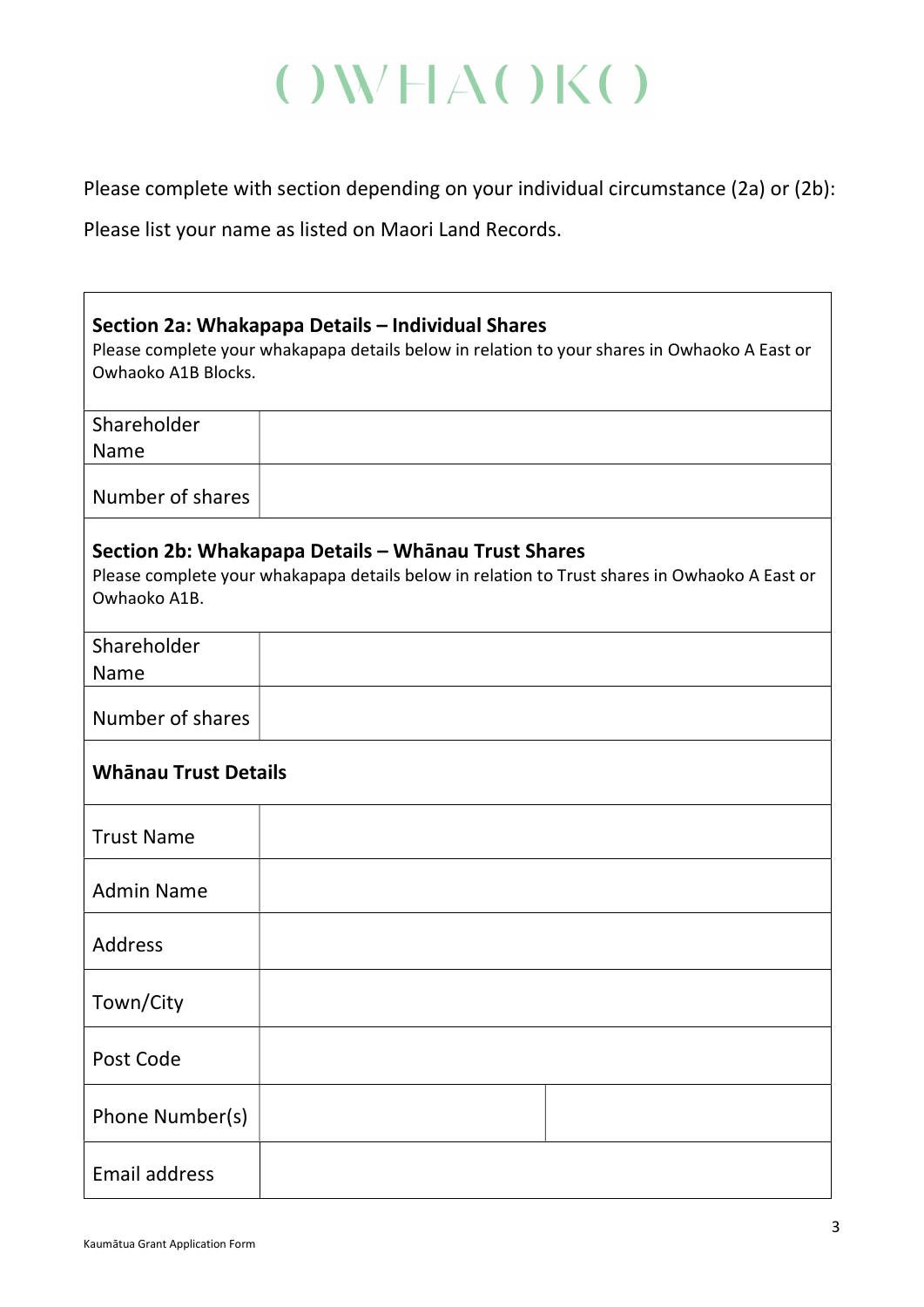OWHAOKO

Please complete with section depending on your individual circumstance (2a) or (2b):

Please list your name as listed on Maori Land Records.

| **Section 2a: Whakapapa Details – Individual Shares**<br>Please complete your whakapapa details below in relation to your shares in Owhaoko A East or Owhaoko A1B Blocks. | | |
|---|---|---|
| Shareholder Name | | |
| Number of shares | | |
| **Section 2b: Whakapapa Details – Whānau Trust Shares**<br>Please complete your whakapapa details below in relation to Trust shares in Owhaoko A East or Owhaoko A1B. | | |
| Shareholder Name | | |
| Number of shares | | |
| **Whānau Trust Details** | | |
| Trust Name | | |
| Admin Name | | |
| Address | | |
| Town/City | | |
| Post Code | | |
| Phone Number(s) | | |
| Email address | | |

Kaumātua Grant Application Form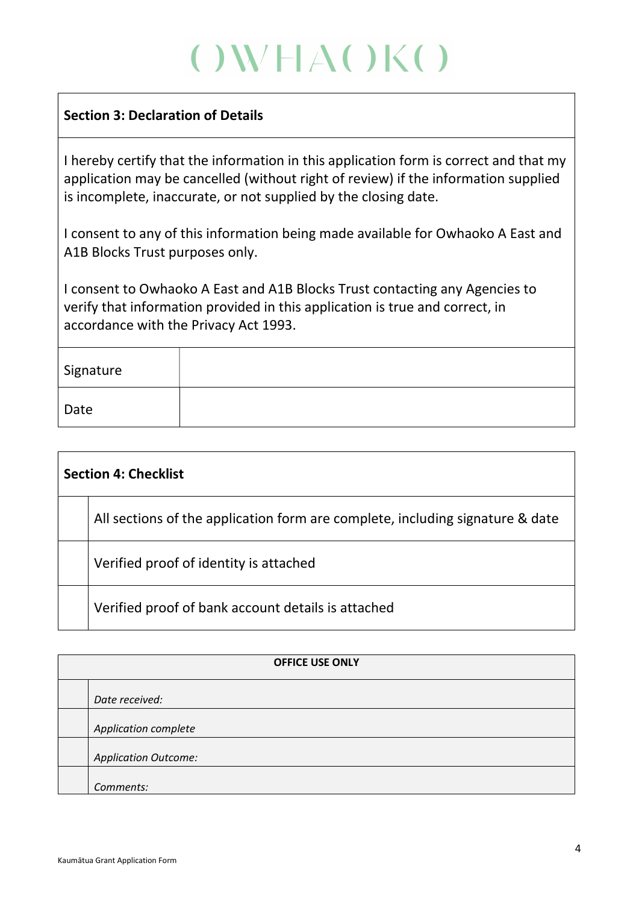OWHAOKO

| Section 3: Declaration of Details | |
|---|---|
| I hereby certify that the information in this application form is correct and that my application may be cancelled (without right of review) if the information supplied is incomplete, inaccurate, or not supplied by the closing date.<br><br>I consent to any of this information being made available for Owhaoko A East and A1B Blocks Trust purposes only.<br><br>I consent to Owhaoko A East and A1B Blocks Trust contacting any Agencies to verify that information provided in this application is true and correct, in accordance with the Privacy Act 1993. | |
| Signature | |
| Date | |

| Section 4: Checklist | |
|---|---|
| | All sections of the application form are complete, including signature & date |
| | Verified proof of identity is attached |
| | Verified proof of bank account details is attached |

| | OFFICE USE ONLY |
|---|---|
| | *Date received:* |
| | *Application complete* |
| | *Application Outcome:* |
| | *Comments:* |

Kaumātua Grant Application Form